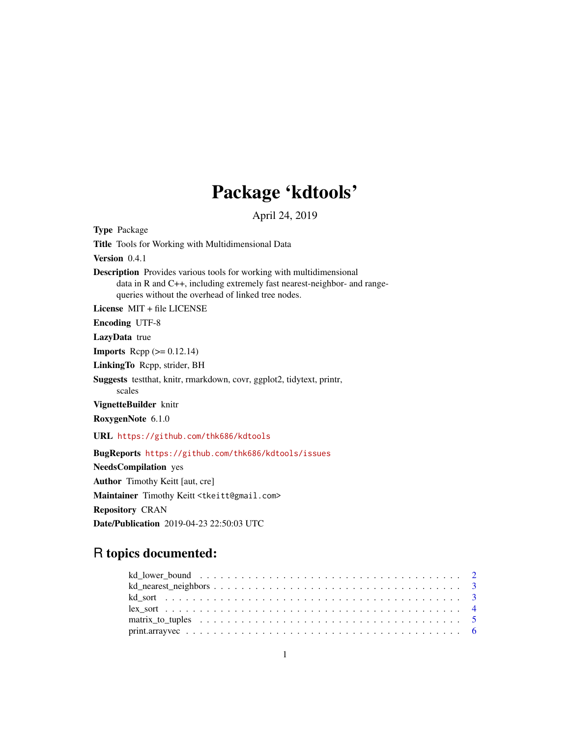# Package 'kdtools'

April 24, 2019

**Type** Package

**Title** Tools for Working with Multidimensional Data

**Version** 0.4.1

**Description** Provides various tools for working with multidimensional data in R and C++, including extremely fast nearest-neighbor- and range-queries without the overhead of linked tree nodes.

**License** MIT + file LICENSE

**Encoding** UTF-8

**LazyData** true

**Imports** Rcpp (>= 0.12.14)

**LinkingTo** Rcpp, strider, BH

**Suggests** testthat, knitr, rmarkdown, covr, ggplot2, tidytext, printr, scales

**VignetteBuilder** knitr

**RoxygenNote** 6.1.0

**URL** https://github.com/thk686/kdtools

**BugReports** https://github.com/thk686/kdtools/issues

**NeedsCompilation** yes

**Author** Timothy Keitt [aut, cre]

**Maintainer** Timothy Keitt <tkeitt@gmail.com>

**Repository** CRAN

**Date/Publication** 2019-04-23 22:50:03 UTC

## R topics documented:

- kd_lower_bound . . . . . . . . . . . . . . . . . . . . . . . . . . . . . . . . . . . . 2
- kd_nearest_neighbors . . . . . . . . . . . . . . . . . . . . . . . . . . . . . . . . . 3
- kd_sort . . . . . . . . . . . . . . . . . . . . . . . . . . . . . . . . . . . . . . . . 3
- lex_sort . . . . . . . . . . . . . . . . . . . . . . . . . . . . . . . . . . . . . . . . 4
- matrix_to_tuples . . . . . . . . . . . . . . . . . . . . . . . . . . . . . . . . . . . 5
- print.arrayvec . . . . . . . . . . . . . . . . . . . . . . . . . . . . . . . . . . . . 6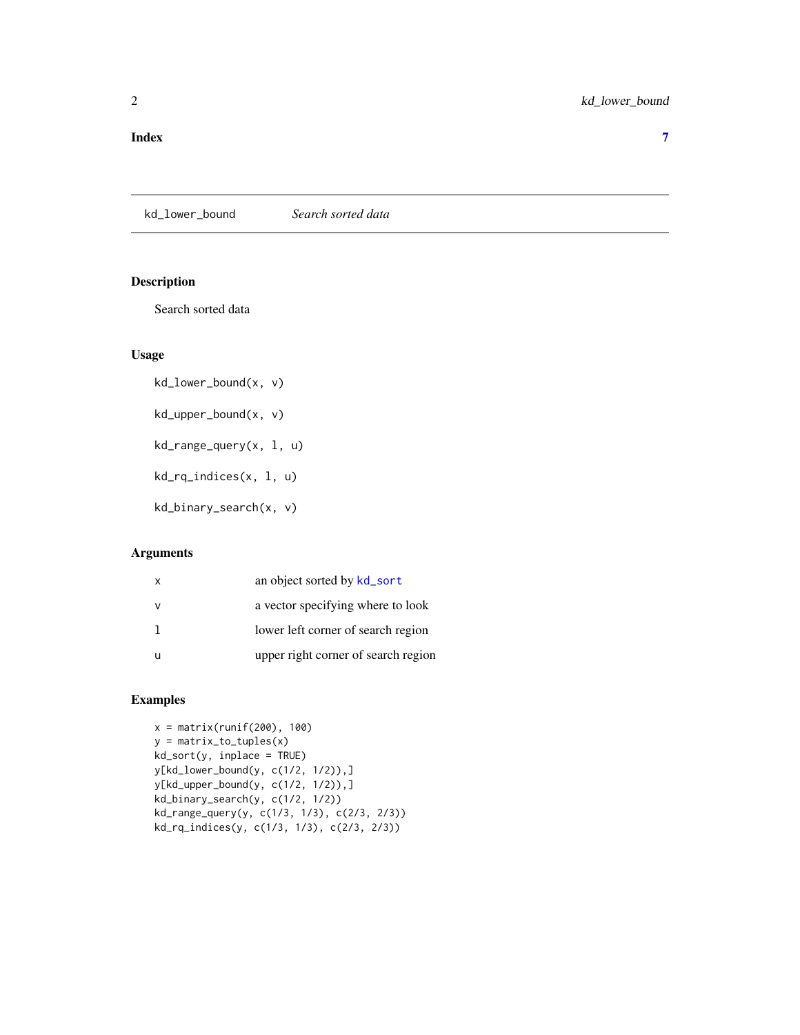**Index** **7**

---

## kd_lower_bound — *Search sorted data*

---

### Description

Search sorted data

### Usage

```
kd_lower_bound(x, v)

kd_upper_bound(x, v)

kd_range_query(x, l, u)

kd_rq_indices(x, l, u)

kd_binary_search(x, v)
```

### Arguments

| | |
|---|---|
| x | an object sorted by kd_sort |
| v | a vector specifying where to look |
| l | lower left corner of search region |
| u | upper right corner of search region |

### Examples

```
x = matrix(runif(200), 100)
y = matrix_to_tuples(x)
kd_sort(y, inplace = TRUE)
y[kd_lower_bound(y, c(1/2, 1/2)),]
y[kd_upper_bound(y, c(1/2, 1/2)),]
kd_binary_search(y, c(1/2, 1/2))
kd_range_query(y, c(1/3, 1/3), c(2/3, 2/3))
kd_rq_indices(y, c(1/3, 1/3), c(2/3, 2/3))
```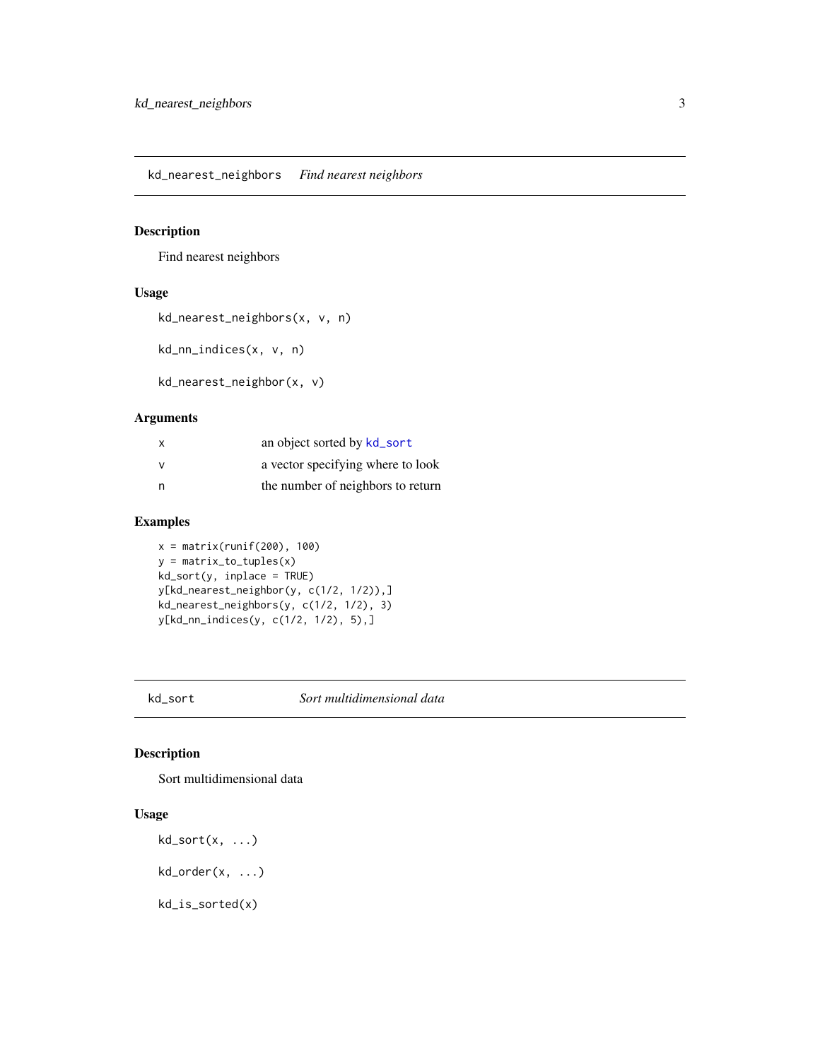## kd_nearest_neighbors *Find nearest neighbors*

### Description

Find nearest neighbors

### Usage

```
kd_nearest_neighbors(x, v, n)

kd_nn_indices(x, v, n)

kd_nearest_neighbor(x, v)
```

### Arguments

| | |
|---|---|
| x | an object sorted by kd_sort |
| v | a vector specifying where to look |
| n | the number of neighbors to return |

### Examples

```
x = matrix(runif(200), 100)
y = matrix_to_tuples(x)
kd_sort(y, inplace = TRUE)
y[kd_nearest_neighbor(y, c(1/2, 1/2)),]
kd_nearest_neighbors(y, c(1/2, 1/2), 3)
y[kd_nn_indices(y, c(1/2, 1/2), 5),]
```

## kd_sort *Sort multidimensional data*

### Description

Sort multidimensional data

### Usage

```
kd_sort(x, ...)

kd_order(x, ...)

kd_is_sorted(x)
```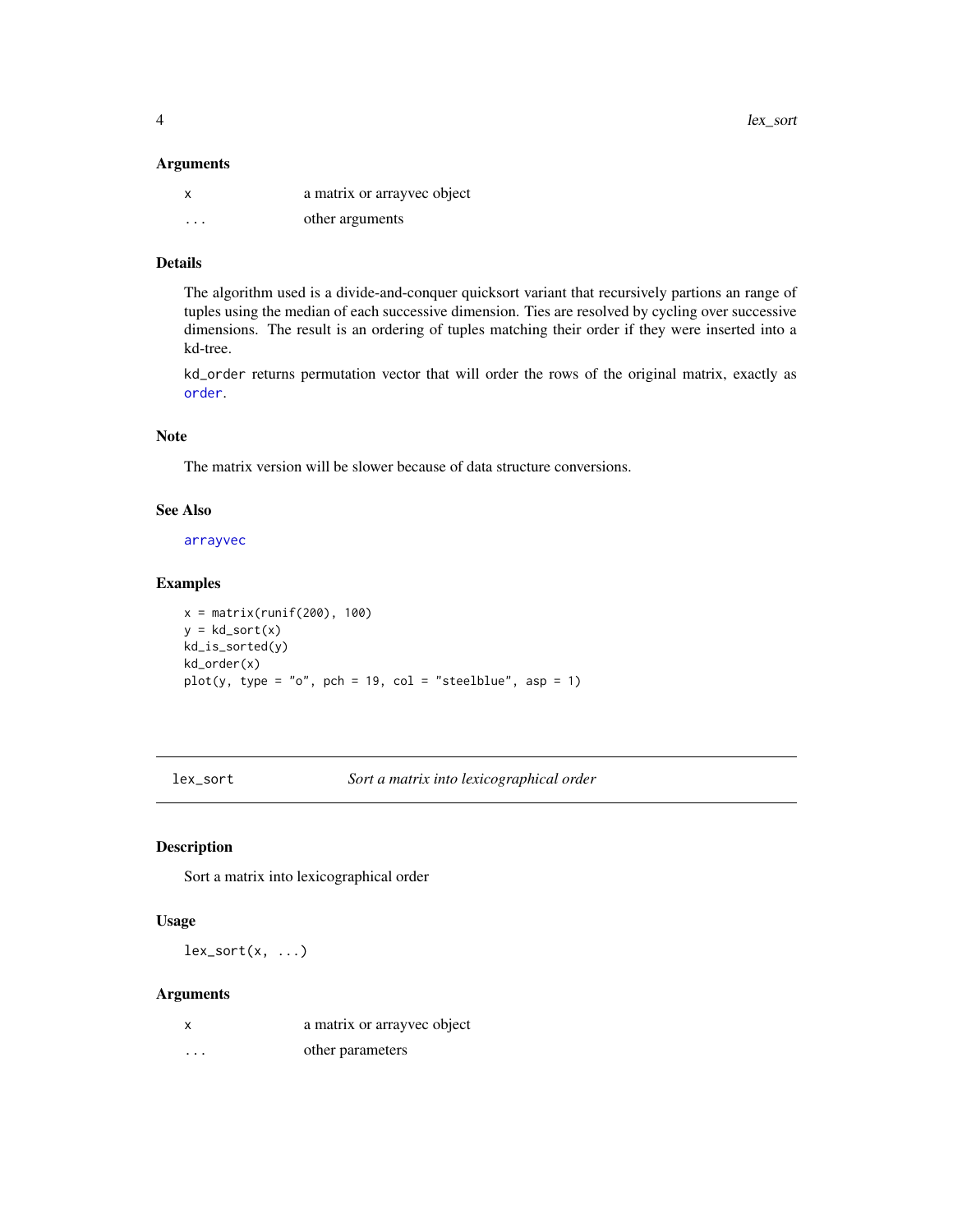### Arguments

| | |
|---|---|
| `x` | a matrix or arrayvec object |
| `...` | other arguments |

### Details

The algorithm used is a divide-and-conquer quicksort variant that recursively partions an range of tuples using the median of each successive dimension. Ties are resolved by cycling over successive dimensions. The result is an ordering of tuples matching their order if they were inserted into a kd-tree.

`kd_order` returns permutation vector that will order the rows of the original matrix, exactly as `order`.

### Note

The matrix version will be slower because of data structure conversions.

### See Also

`arrayvec`

### Examples

```
x = matrix(runif(200), 100)
y = kd_sort(x)
kd_is_sorted(y)
kd_order(x)
plot(y, type = "o", pch = 19, col = "steelblue", asp = 1)
```

---

## `lex_sort` — *Sort a matrix into lexicographical order*

### Description

Sort a matrix into lexicographical order

### Usage

```
lex_sort(x, ...)
```

### Arguments

| | |
|---|---|
| `x` | a matrix or arrayvec object |
| `...` | other parameters |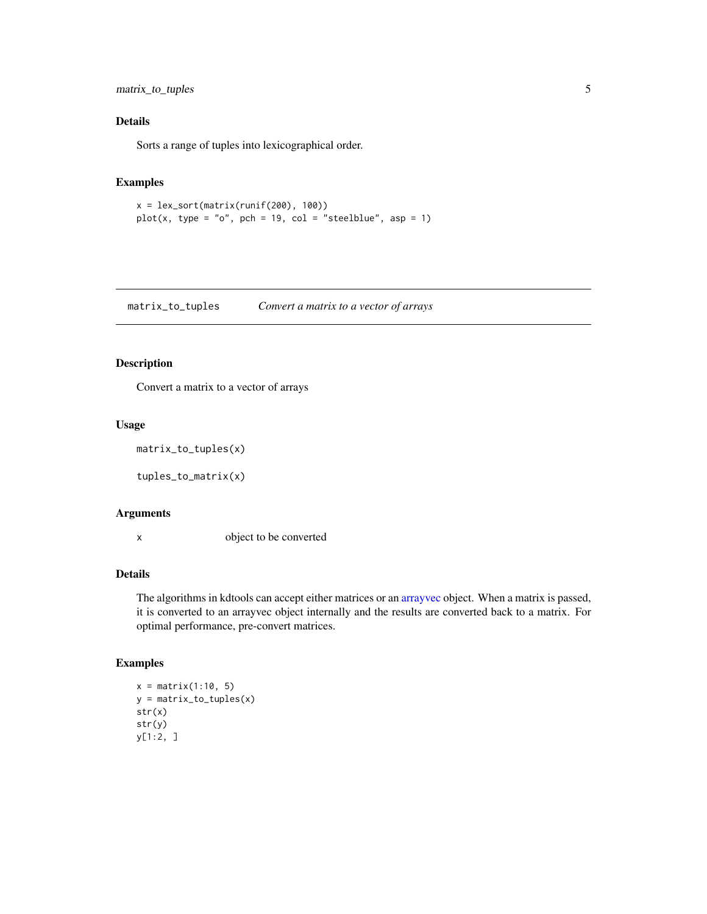## Details

Sorts a range of tuples into lexicographical order.

## Examples

```
x = lex_sort(matrix(runif(200), 100))
plot(x, type = "o", pch = 19, col = "steelblue", asp = 1)
```

---

# matrix_to_tuples — *Convert a matrix to a vector of arrays*

---

## Description

Convert a matrix to a vector of arrays

## Usage

```
matrix_to_tuples(x)

tuples_to_matrix(x)
```

## Arguments

| | |
|---|---|
| x | object to be converted |

## Details

The algorithms in kdtools can accept either matrices or an arrayvec object. When a matrix is passed, it is converted to an arrayvec object internally and the results are converted back to a matrix. For optimal performance, pre-convert matrices.

## Examples

```
x = matrix(1:10, 5)
y = matrix_to_tuples(x)
str(x)
str(y)
y[1:2, ]
```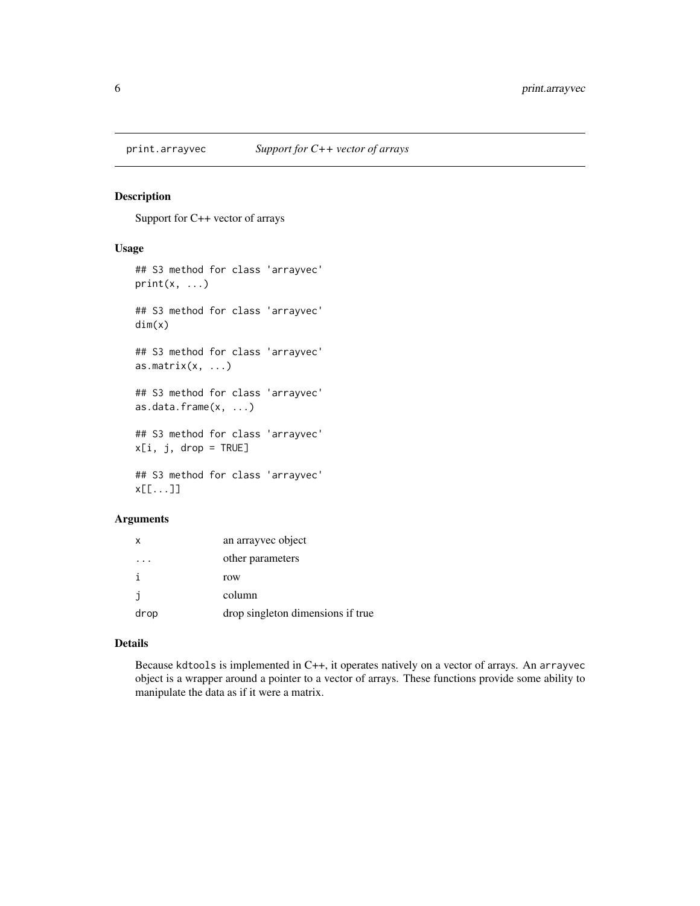print.arrayvec *Support for C++ vector of arrays*

## Description

Support for C++ vector of arrays

## Usage

```
## S3 method for class 'arrayvec'
print(x, ...)

## S3 method for class 'arrayvec'
dim(x)

## S3 method for class 'arrayvec'
as.matrix(x, ...)

## S3 method for class 'arrayvec'
as.data.frame(x, ...)

## S3 method for class 'arrayvec'
x[i, j, drop = TRUE]

## S3 method for class 'arrayvec'
x[[...]]
```

## Arguments

| | |
|---|---|
| x | an arrayvec object |
| ... | other parameters |
| i | row |
| j | column |
| drop | drop singleton dimensions if true |

## Details

Because `kdtools` is implemented in C++, it operates natively on a vector of arrays. An `arrayvec` object is a wrapper around a pointer to a vector of arrays. These functions provide some ability to manipulate the data as if it were a matrix.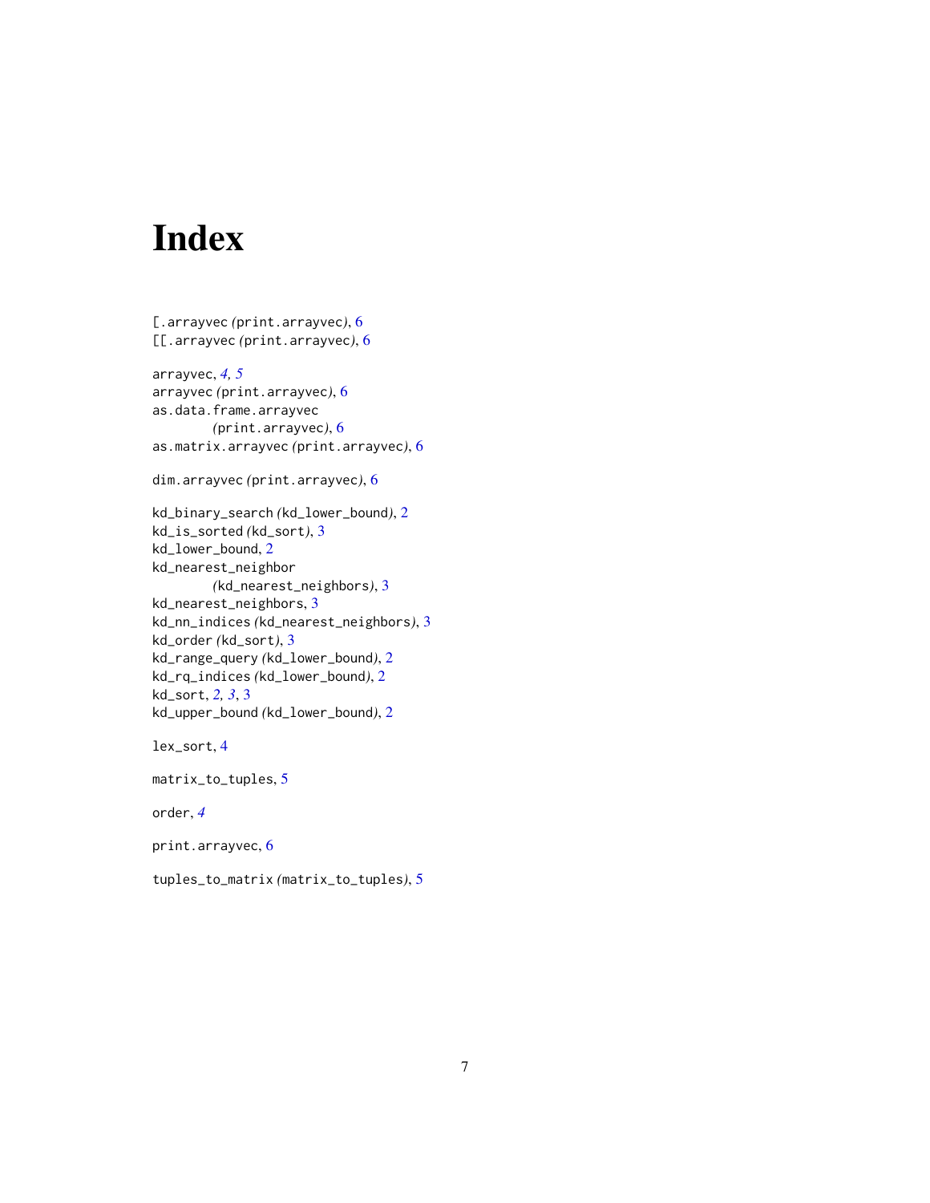# Index

[.arrayvec *(*print.arrayvec*)*, 6
[[.arrayvec *(*print.arrayvec*)*, 6

arrayvec, *4, 5*
arrayvec *(*print.arrayvec*)*, 6
as.data.frame.arrayvec *(*print.arrayvec*)*, 6
as.matrix.arrayvec *(*print.arrayvec*)*, 6

dim.arrayvec *(*print.arrayvec*)*, 6

kd_binary_search *(*kd_lower_bound*)*, 2
kd_is_sorted *(*kd_sort*)*, 3
kd_lower_bound, 2
kd_nearest_neighbor *(*kd_nearest_neighbors*)*, 3
kd_nearest_neighbors, 3
kd_nn_indices *(*kd_nearest_neighbors*)*, 3
kd_order *(*kd_sort*)*, 3
kd_range_query *(*kd_lower_bound*)*, 2
kd_rq_indices *(*kd_lower_bound*)*, 2
kd_sort, *2, 3*, 3
kd_upper_bound *(*kd_lower_bound*)*, 2

lex_sort, 4

matrix_to_tuples, 5

order, *4*

print.arrayvec, 6

tuples_to_matrix *(*matrix_to_tuples*)*, 5